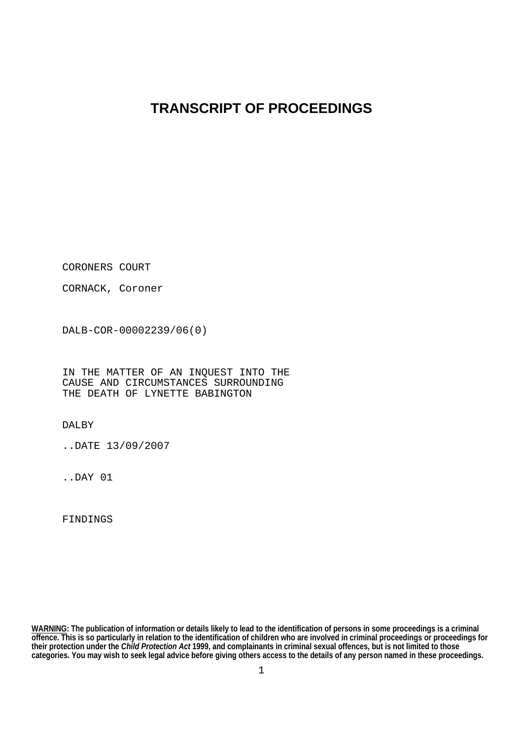# TRANSCRIPT OF PROCEEDINGS

CORONERS COURT

CORNACK, Coroner

DALB-COR-00002239/06(0)

IN THE MATTER OF AN INQUEST INTO THE CAUSE AND CIRCUMSTANCES SURROUNDING THE DEATH OF LYNETTE BABINGTON

DALBY

..DATE 13/09/2007

..DAY 01

FINDINGS

**WARNING: The publication of information or details likely to lead to the identification of persons in some proceedings is a criminal offence. This is so particularly in relation to the identification of children who are involved in criminal proceedings or proceedings for their protection under the *Child Protection Act* 1999, and complainants in criminal sexual offences, but is not limited to those categories. You may wish to seek legal advice before giving others access to the details of any person named in these proceedings.**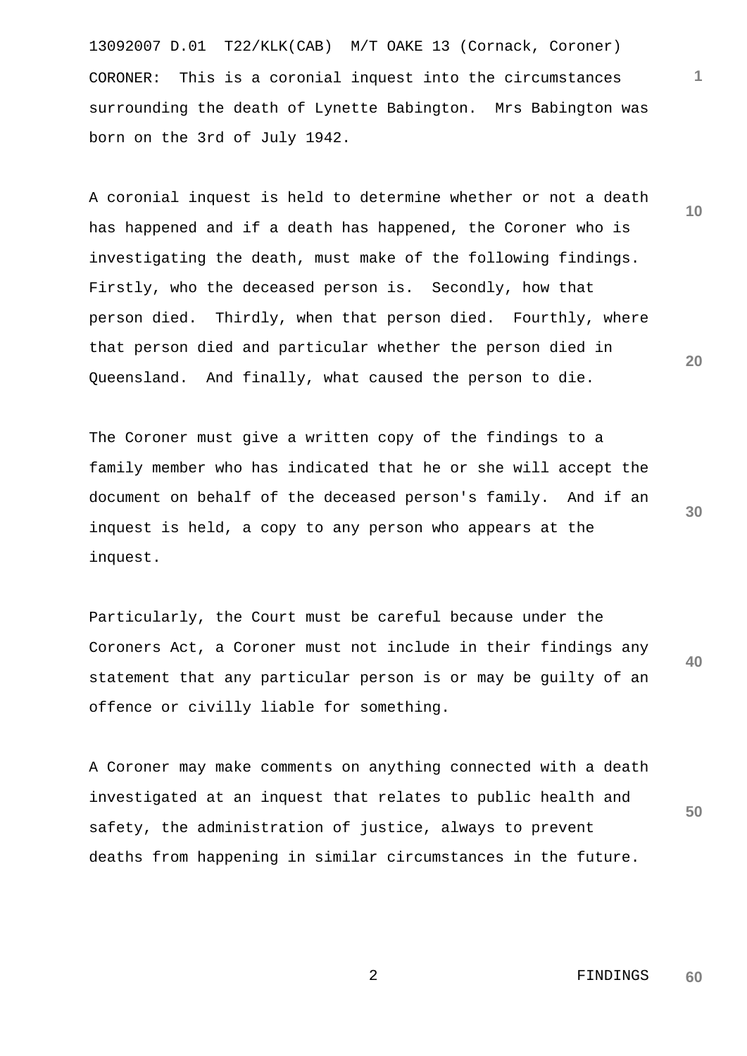CORONER: This is a coronial inquest into the circumstances surrounding the death of Lynette Babington. Mrs Babington was born on the 3rd of July 1942.

A coronial inquest is held to determine whether or not a death has happened and if a death has happened, the Coroner who is investigating the death, must make of the following findings. Firstly, who the deceased person is. Secondly, how that person died. Thirdly, when that person died. Fourthly, where that person died and particular whether the person died in Queensland. And finally, what caused the person to die.

The Coroner must give a written copy of the findings to a family member who has indicated that he or she will accept the document on behalf of the deceased person's family. And if an inquest is held, a copy to any person who appears at the inquest.

Particularly, the Court must be careful because under the Coroners Act, a Coroner must not include in their findings any statement that any particular person is or may be guilty of an offence or civilly liable for something.

A Coroner may make comments on anything connected with a death investigated at an inquest that relates to public health and safety, the administration of justice, always to prevent deaths from happening in similar circumstances in the future.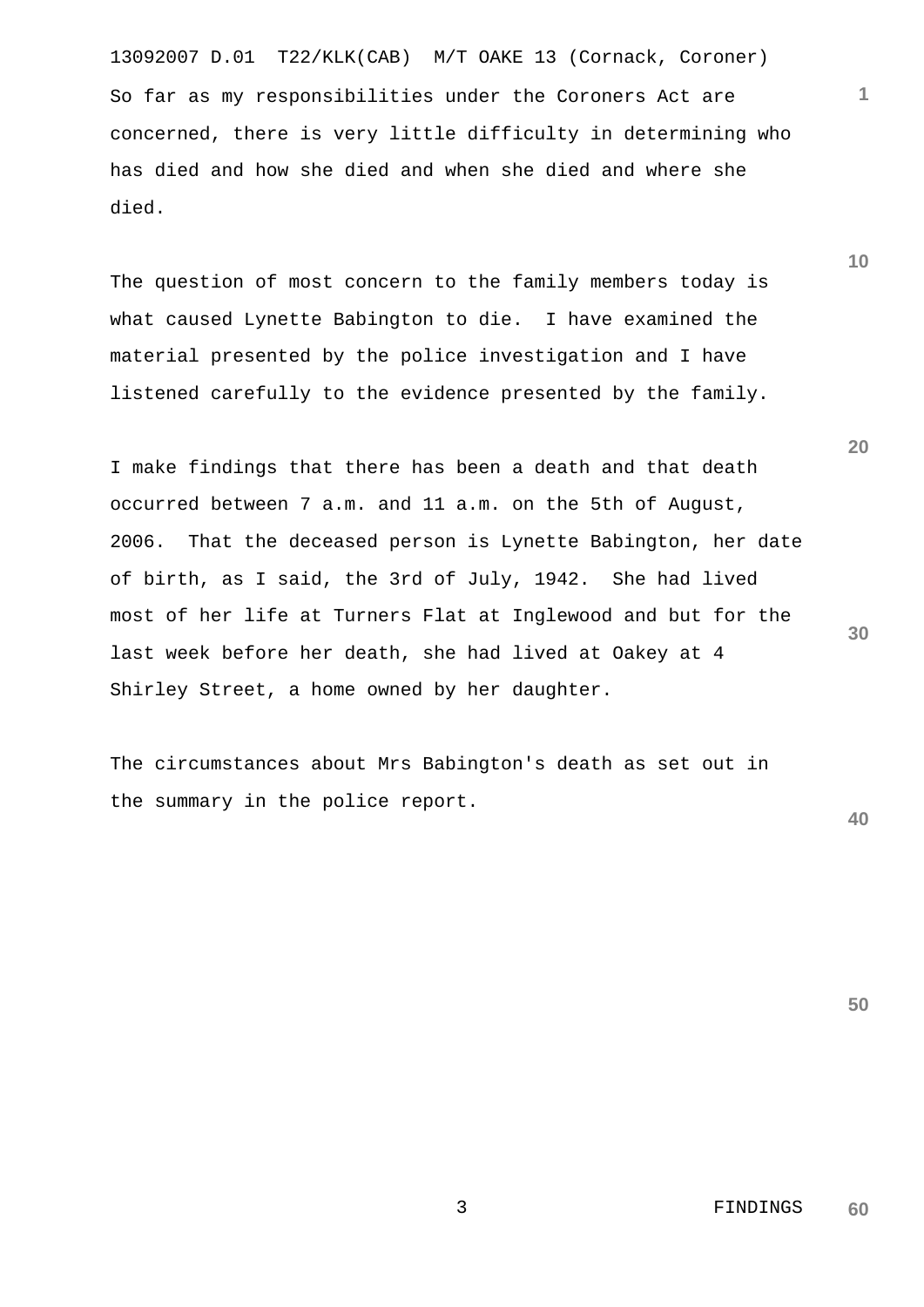So far as my responsibilities under the Coroners Act are concerned, there is very little difficulty in determining who has died and how she died and when she died and where she died.

The question of most concern to the family members today is what caused Lynette Babington to die. I have examined the material presented by the police investigation and I have listened carefully to the evidence presented by the family.

I make findings that there has been a death and that death occurred between 7 a.m. and 11 a.m. on the 5th of August, 2006. That the deceased person is Lynette Babington, her date of birth, as I said, the 3rd of July, 1942. She had lived most of her life at Turners Flat at Inglewood and but for the last week before her death, she had lived at Oakey at 4 Shirley Street, a home owned by her daughter.

The circumstances about Mrs Babington's death as set out in the summary in the police report.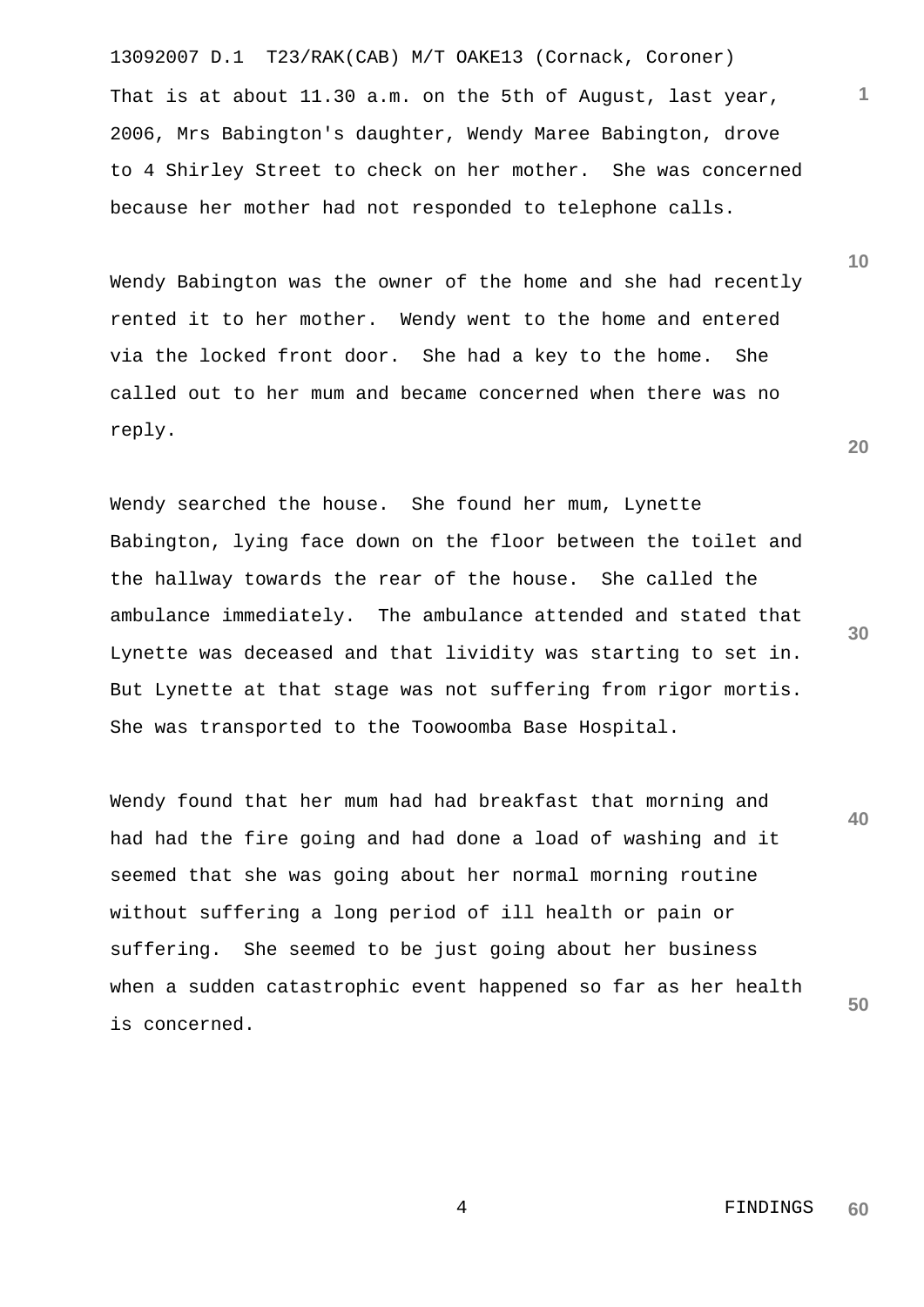That is at about 11.30 a.m. on the 5th of August, last year, 2006, Mrs Babington's daughter, Wendy Maree Babington, drove to 4 Shirley Street to check on her mother. She was concerned because her mother had not responded to telephone calls.

Wendy Babington was the owner of the home and she had recently rented it to her mother. Wendy went to the home and entered via the locked front door. She had a key to the home. She called out to her mum and became concerned when there was no reply.

Wendy searched the house. She found her mum, Lynette Babington, lying face down on the floor between the toilet and the hallway towards the rear of the house. She called the ambulance immediately. The ambulance attended and stated that Lynette was deceased and that lividity was starting to set in. But Lynette at that stage was not suffering from rigor mortis. She was transported to the Toowoomba Base Hospital.

Wendy found that her mum had had breakfast that morning and had had the fire going and had done a load of washing and it seemed that she was going about her normal morning routine without suffering a long period of ill health or pain or suffering. She seemed to be just going about her business when a sudden catastrophic event happened so far as her health is concerned.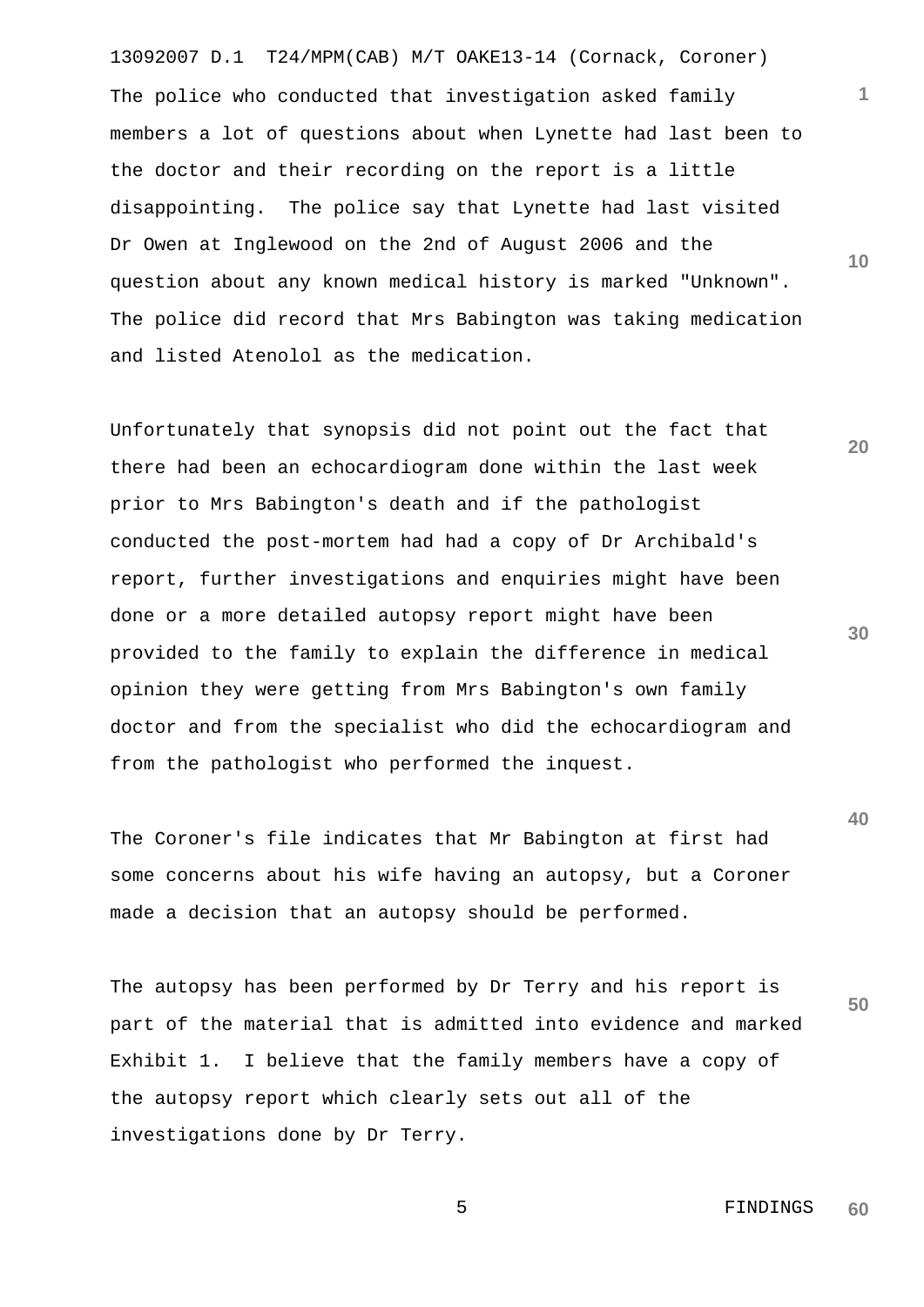The police who conducted that investigation asked family members a lot of questions about when Lynette had last been to the doctor and their recording on the report is a little disappointing. The police say that Lynette had last visited Dr Owen at Inglewood on the 2nd of August 2006 and the question about any known medical history is marked "Unknown". The police did record that Mrs Babington was taking medication and listed Atenolol as the medication.

Unfortunately that synopsis did not point out the fact that there had been an echocardiogram done within the last week prior to Mrs Babington's death and if the pathologist conducted the post-mortem had had a copy of Dr Archibald's report, further investigations and enquiries might have been done or a more detailed autopsy report might have been provided to the family to explain the difference in medical opinion they were getting from Mrs Babington's own family doctor and from the specialist who did the echocardiogram and from the pathologist who performed the inquest.

The Coroner's file indicates that Mr Babington at first had some concerns about his wife having an autopsy, but a Coroner made a decision that an autopsy should be performed.

The autopsy has been performed by Dr Terry and his report is part of the material that is admitted into evidence and marked Exhibit 1. I believe that the family members have a copy of the autopsy report which clearly sets out all of the investigations done by Dr Terry.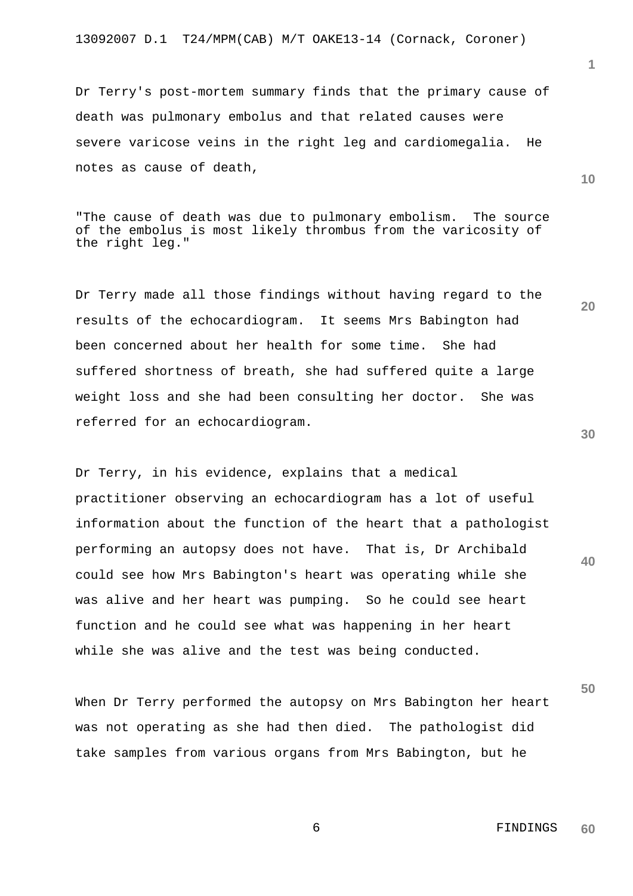Dr Terry's post-mortem summary finds that the primary cause of death was pulmonary embolus and that related causes were severe varicose veins in the right leg and cardiomegalia. He notes as cause of death,

> "The cause of death was due to pulmonary embolism. The source of the embolus is most likely thrombus from the varicosity of the right leg."

Dr Terry made all those findings without having regard to the results of the echocardiogram. It seems Mrs Babington had been concerned about her health for some time. She had suffered shortness of breath, she had suffered quite a large weight loss and she had been consulting her doctor. She was referred for an echocardiogram.

Dr Terry, in his evidence, explains that a medical practitioner observing an echocardiogram has a lot of useful information about the function of the heart that a pathologist performing an autopsy does not have. That is, Dr Archibald could see how Mrs Babington's heart was operating while she was alive and her heart was pumping. So he could see heart function and he could see what was happening in her heart while she was alive and the test was being conducted.

When Dr Terry performed the autopsy on Mrs Babington her heart was not operating as she had then died. The pathologist did take samples from various organs from Mrs Babington, but he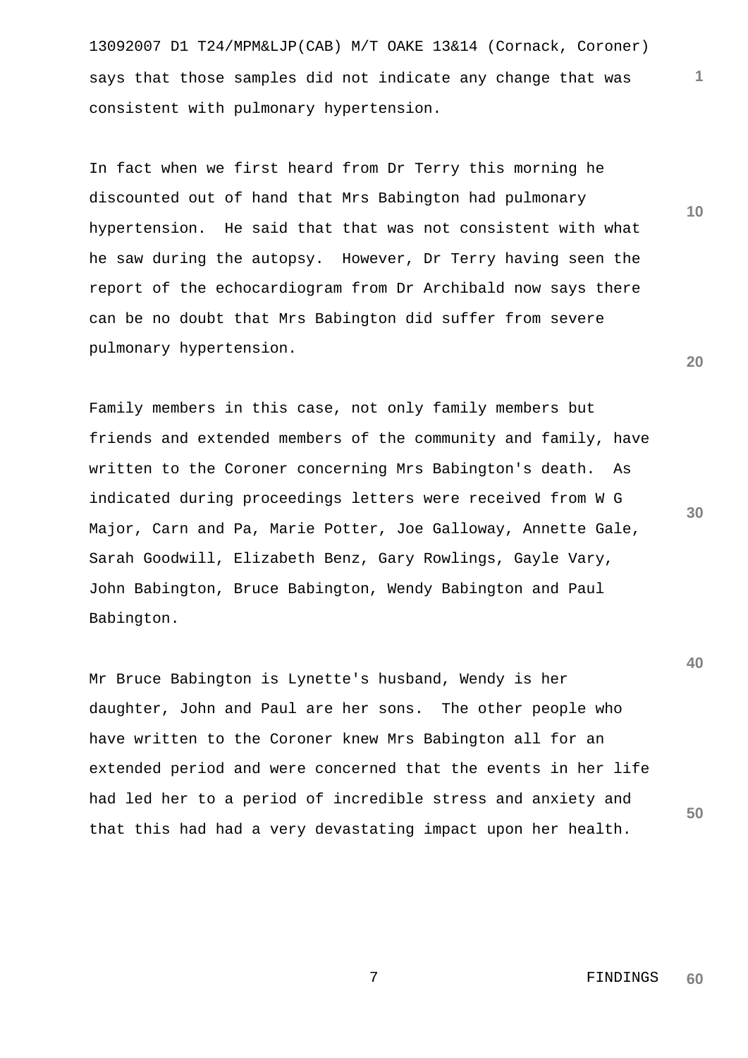says that those samples did not indicate any change that was consistent with pulmonary hypertension.

In fact when we first heard from Dr Terry this morning he discounted out of hand that Mrs Babington had pulmonary hypertension. He said that that was not consistent with what he saw during the autopsy. However, Dr Terry having seen the report of the echocardiogram from Dr Archibald now says there can be no doubt that Mrs Babington did suffer from severe pulmonary hypertension.

Family members in this case, not only family members but friends and extended members of the community and family, have written to the Coroner concerning Mrs Babington's death. As indicated during proceedings letters were received from W G Major, Carn and Pa, Marie Potter, Joe Galloway, Annette Gale, Sarah Goodwill, Elizabeth Benz, Gary Rowlings, Gayle Vary, John Babington, Bruce Babington, Wendy Babington and Paul Babington.

Mr Bruce Babington is Lynette's husband, Wendy is her daughter, John and Paul are her sons. The other people who have written to the Coroner knew Mrs Babington all for an extended period and were concerned that the events in her life had led her to a period of incredible stress and anxiety and that this had had a very devastating impact upon her health.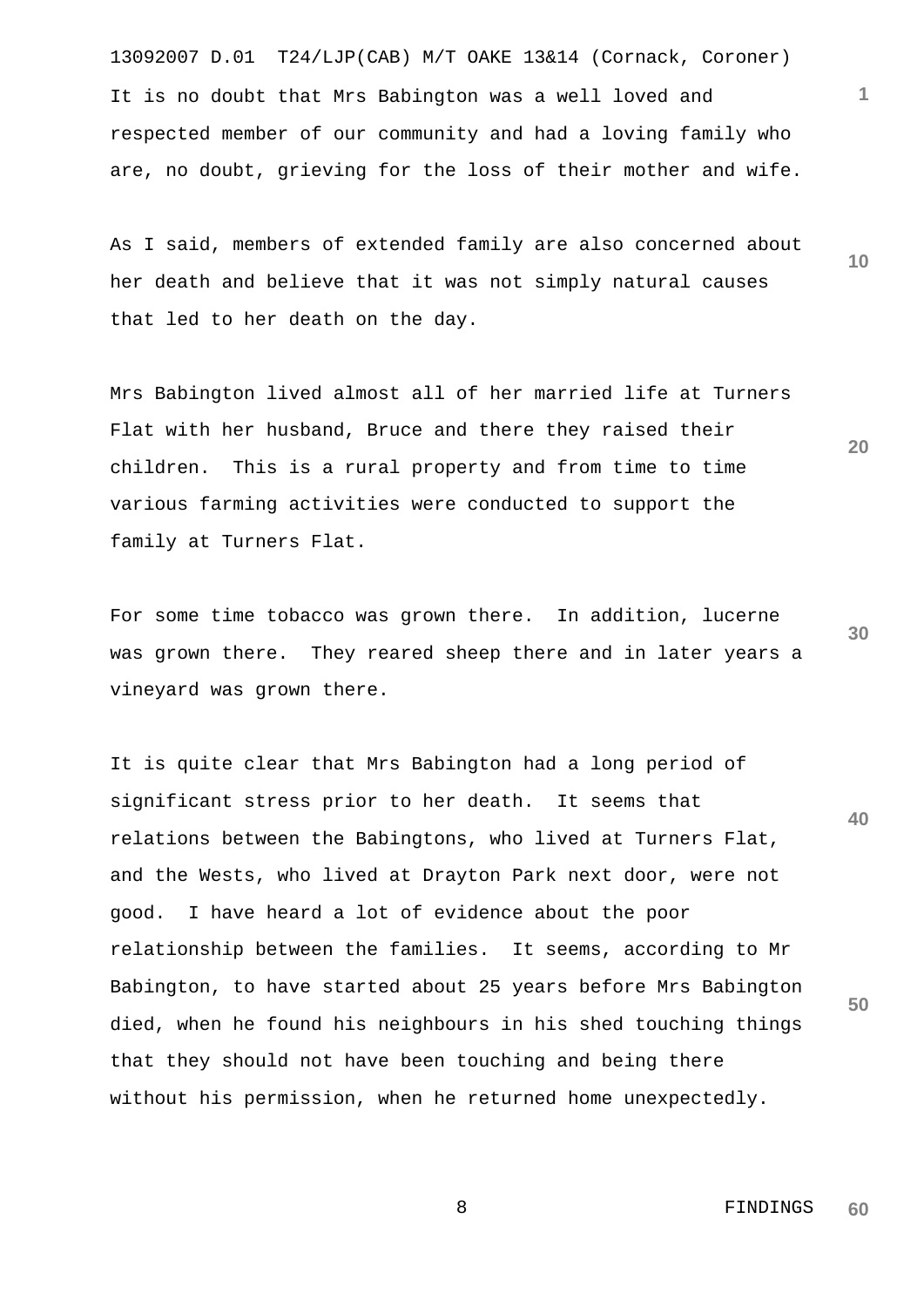It is no doubt that Mrs Babington was a well loved and respected member of our community and had a loving family who are, no doubt, grieving for the loss of their mother and wife.

As I said, members of extended family are also concerned about her death and believe that it was not simply natural causes that led to her death on the day.

Mrs Babington lived almost all of her married life at Turners Flat with her husband, Bruce and there they raised their children. This is a rural property and from time to time various farming activities were conducted to support the family at Turners Flat.

For some time tobacco was grown there. In addition, lucerne was grown there. They reared sheep there and in later years a vineyard was grown there.

It is quite clear that Mrs Babington had a long period of significant stress prior to her death. It seems that relations between the Babingtons, who lived at Turners Flat, and the Wests, who lived at Drayton Park next door, were not good. I have heard a lot of evidence about the poor relationship between the families. It seems, according to Mr Babington, to have started about 25 years before Mrs Babington died, when he found his neighbours in his shed touching things that they should not have been touching and being there without his permission, when he returned home unexpectedly.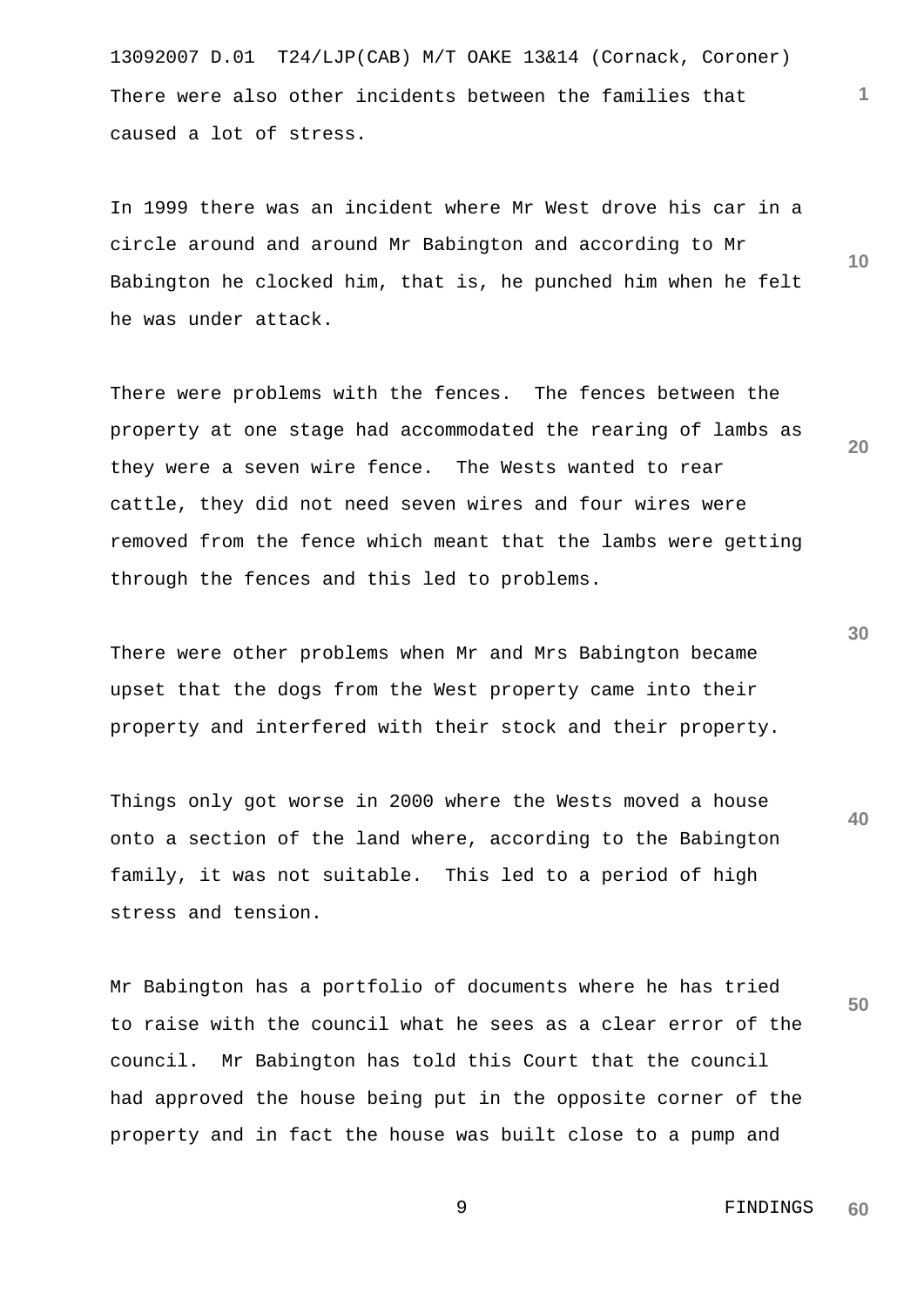There were also other incidents between the families that caused a lot of stress.

In 1999 there was an incident where Mr West drove his car in a circle around and around Mr Babington and according to Mr Babington he clocked him, that is, he punched him when he felt he was under attack.

There were problems with the fences. The fences between the property at one stage had accommodated the rearing of lambs as they were a seven wire fence. The Wests wanted to rear cattle, they did not need seven wires and four wires were removed from the fence which meant that the lambs were getting through the fences and this led to problems.

There were other problems when Mr and Mrs Babington became upset that the dogs from the West property came into their property and interfered with their stock and their property.

Things only got worse in 2000 where the Wests moved a house onto a section of the land where, according to the Babington family, it was not suitable. This led to a period of high stress and tension.

Mr Babington has a portfolio of documents where he has tried to raise with the council what he sees as a clear error of the council. Mr Babington has told this Court that the council had approved the house being put in the opposite corner of the property and in fact the house was built close to a pump and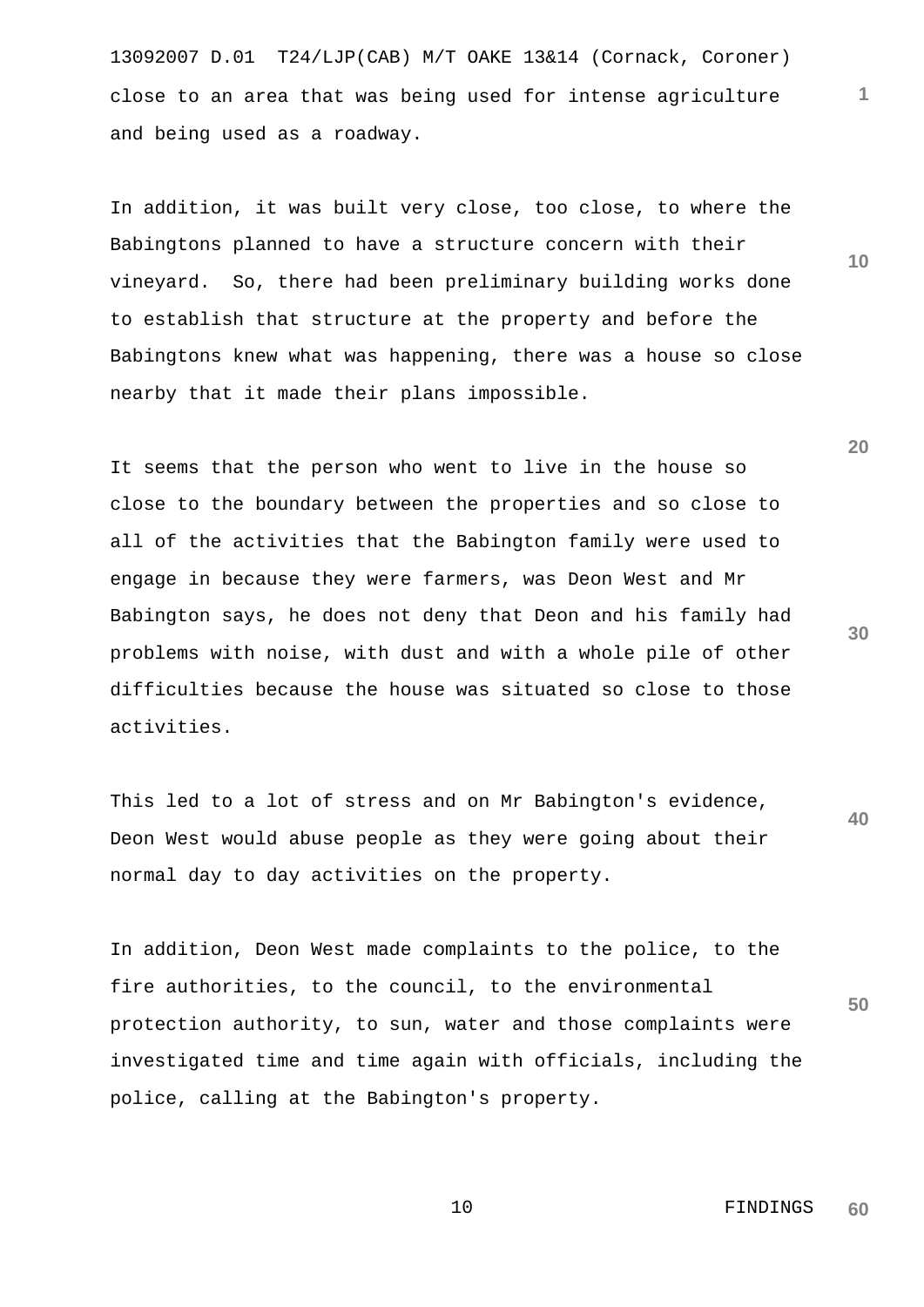close to an area that was being used for intense agriculture and being used as a roadway.

In addition, it was built very close, too close, to where the Babingtons planned to have a structure concern with their vineyard.  So, there had been preliminary building works done to establish that structure at the property and before the Babingtons knew what was happening, there was a house so close nearby that it made their plans impossible.

It seems that the person who went to live in the house so close to the boundary between the properties and so close to all of the activities that the Babington family were used to engage in because they were farmers, was Deon West and Mr Babington says, he does not deny that Deon and his family had problems with noise, with dust and with a whole pile of other difficulties because the house was situated so close to those activities.

This led to a lot of stress and on Mr Babington's evidence, Deon West would abuse people as they were going about their normal day to day activities on the property.

In addition, Deon West made complaints to the police, to the fire authorities, to the council, to the environmental protection authority, to sun, water and those complaints were investigated time and time again with officials, including the police, calling at the Babington's property.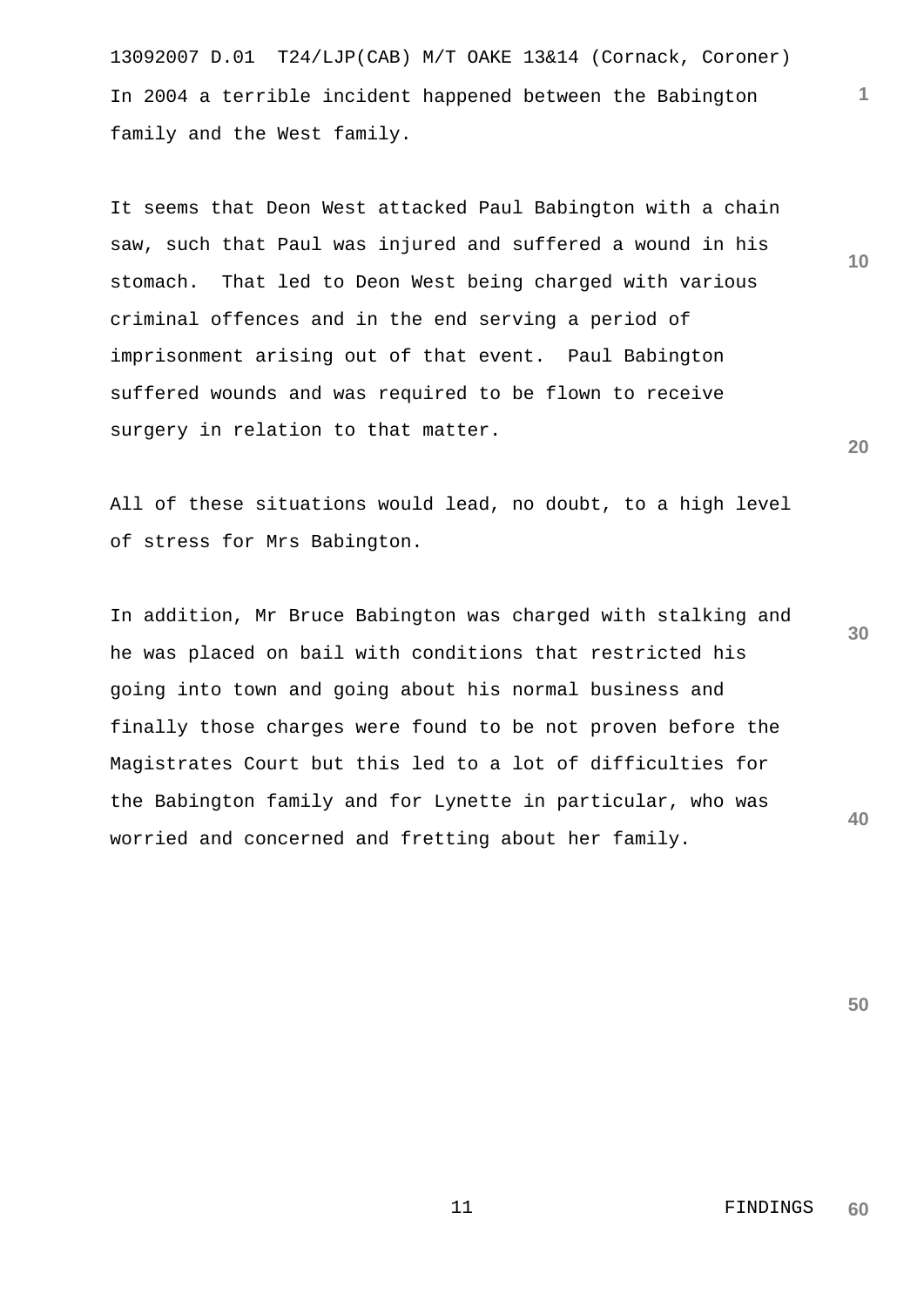In 2004 a terrible incident happened between the Babington family and the West family.

It seems that Deon West attacked Paul Babington with a chain saw, such that Paul was injured and suffered a wound in his stomach. That led to Deon West being charged with various criminal offences and in the end serving a period of imprisonment arising out of that event. Paul Babington suffered wounds and was required to be flown to receive surgery in relation to that matter.

All of these situations would lead, no doubt, to a high level of stress for Mrs Babington.

In addition, Mr Bruce Babington was charged with stalking and he was placed on bail with conditions that restricted his going into town and going about his normal business and finally those charges were found to be not proven before the Magistrates Court but this led to a lot of difficulties for the Babington family and for Lynette in particular, who was worried and concerned and fretting about her family.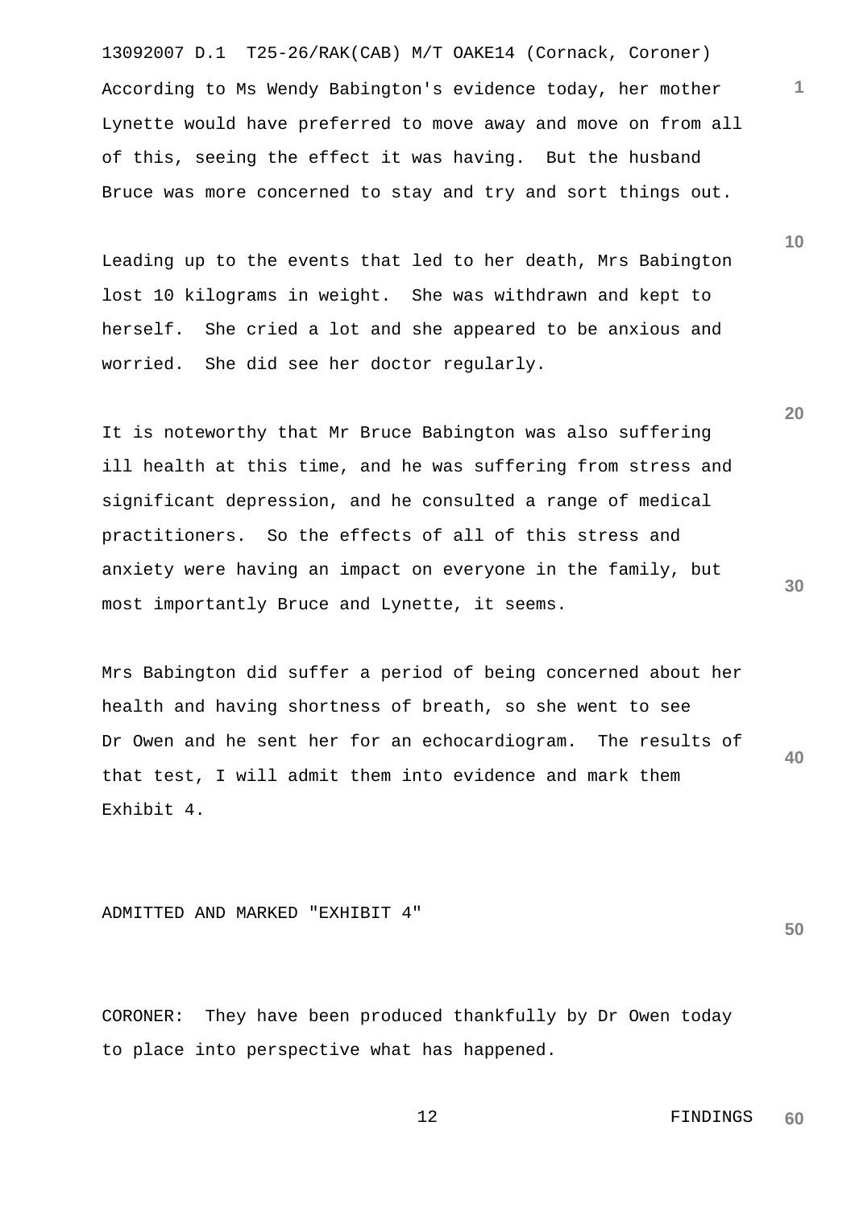According to Ms Wendy Babington's evidence today, her mother Lynette would have preferred to move away and move on from all of this, seeing the effect it was having.  But the husband Bruce was more concerned to stay and try and sort things out.

Leading up to the events that led to her death, Mrs Babington lost 10 kilograms in weight.  She was withdrawn and kept to herself.  She cried a lot and she appeared to be anxious and worried.  She did see her doctor regularly.

It is noteworthy that Mr Bruce Babington was also suffering ill health at this time, and he was suffering from stress and significant depression, and he consulted a range of medical practitioners.  So the effects of all of this stress and anxiety were having an impact on everyone in the family, but most importantly Bruce and Lynette, it seems.

Mrs Babington did suffer a period of being concerned about her health and having shortness of breath, so she went to see Dr Owen and he sent her for an echocardiogram.  The results of that test, I will admit them into evidence and mark them Exhibit 4.

ADMITTED AND MARKED "EXHIBIT 4"

CORONER:  They have been produced thankfully by Dr Owen today to place into perspective what has happened.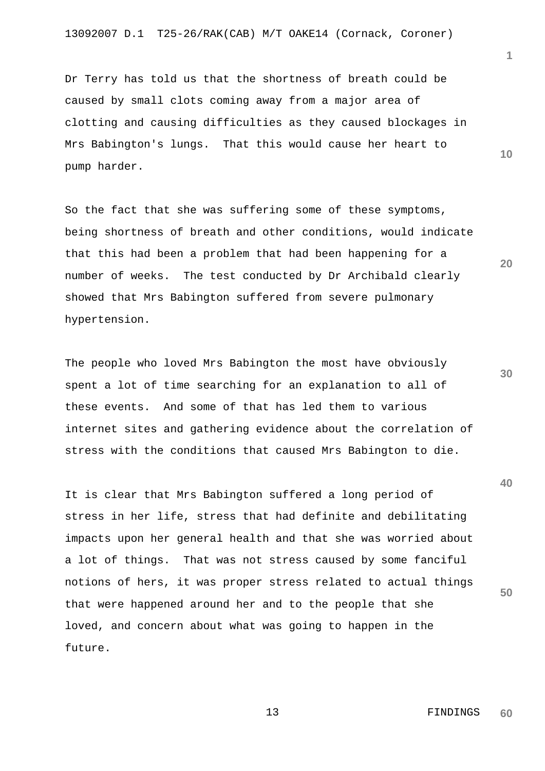Dr Terry has told us that the shortness of breath could be caused by small clots coming away from a major area of clotting and causing difficulties as they caused blockages in Mrs Babington's lungs. That this would cause her heart to pump harder.

So the fact that she was suffering some of these symptoms, being shortness of breath and other conditions, would indicate that this had been a problem that had been happening for a number of weeks. The test conducted by Dr Archibald clearly showed that Mrs Babington suffered from severe pulmonary hypertension.

The people who loved Mrs Babington the most have obviously spent a lot of time searching for an explanation to all of these events. And some of that has led them to various internet sites and gathering evidence about the correlation of stress with the conditions that caused Mrs Babington to die.

It is clear that Mrs Babington suffered a long period of stress in her life, stress that had definite and debilitating impacts upon her general health and that she was worried about a lot of things. That was not stress caused by some fanciful notions of hers, it was proper stress related to actual things that were happened around her and to the people that she loved, and concern about what was going to happen in the future.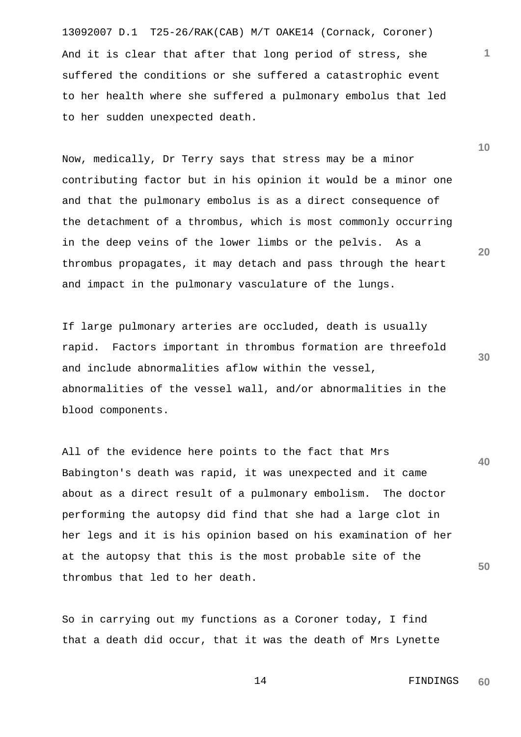And it is clear that after that long period of stress, she suffered the conditions or she suffered a catastrophic event to her health where she suffered a pulmonary embolus that led to her sudden unexpected death.

Now, medically, Dr Terry says that stress may be a minor contributing factor but in his opinion it would be a minor one and that the pulmonary embolus is as a direct consequence of the detachment of a thrombus, which is most commonly occurring in the deep veins of the lower limbs or the pelvis. As a thrombus propagates, it may detach and pass through the heart and impact in the pulmonary vasculature of the lungs.

If large pulmonary arteries are occluded, death is usually rapid. Factors important in thrombus formation are threefold and include abnormalities aflow within the vessel, abnormalities of the vessel wall, and/or abnormalities in the blood components.

All of the evidence here points to the fact that Mrs Babington's death was rapid, it was unexpected and it came about as a direct result of a pulmonary embolism. The doctor performing the autopsy did find that she had a large clot in her legs and it is his opinion based on his examination of her at the autopsy that this is the most probable site of the thrombus that led to her death.

So in carrying out my functions as a Coroner today, I find that a death did occur, that it was the death of Mrs Lynette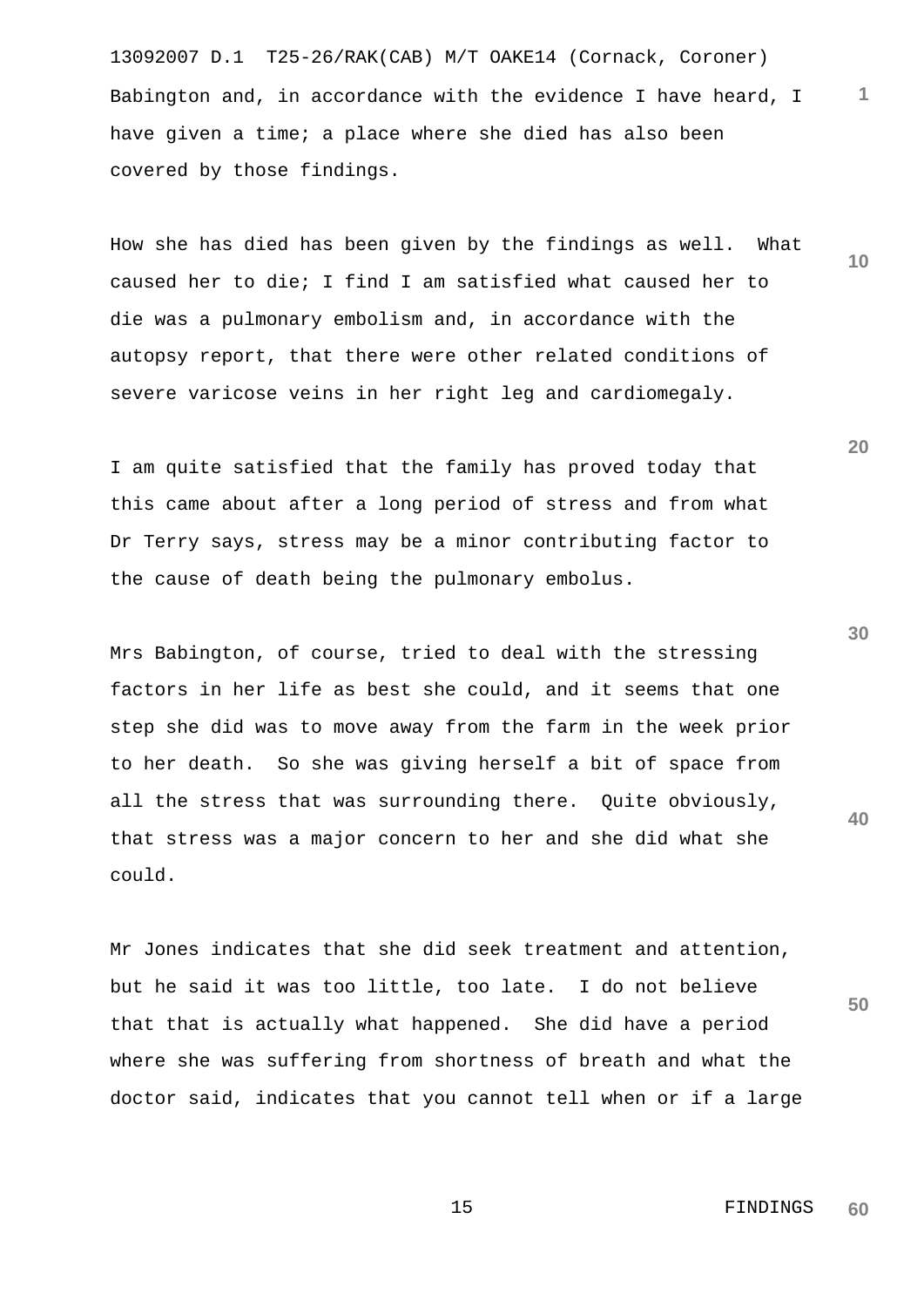Babington and, in accordance with the evidence I have heard, I have given a time; a place where she died has also been covered by those findings.

How she has died has been given by the findings as well. What caused her to die; I find I am satisfied what caused her to die was a pulmonary embolism and, in accordance with the autopsy report, that there were other related conditions of severe varicose veins in her right leg and cardiomegaly.

I am quite satisfied that the family has proved today that this came about after a long period of stress and from what Dr Terry says, stress may be a minor contributing factor to the cause of death being the pulmonary embolus.

Mrs Babington, of course, tried to deal with the stressing factors in her life as best she could, and it seems that one step she did was to move away from the farm in the week prior to her death. So she was giving herself a bit of space from all the stress that was surrounding there. Quite obviously, that stress was a major concern to her and she did what she could.

Mr Jones indicates that she did seek treatment and attention, but he said it was too little, too late. I do not believe that that is actually what happened. She did have a period where she was suffering from shortness of breath and what the doctor said, indicates that you cannot tell when or if a large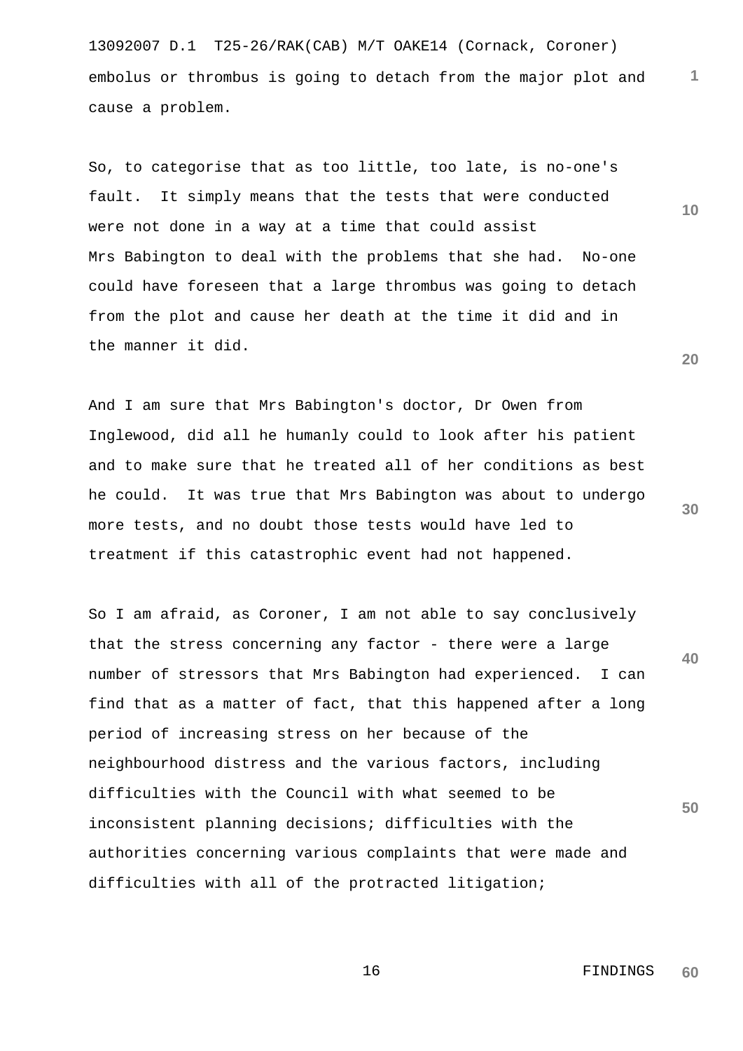embolus or thrombus is going to detach from the major plot and cause a problem.

So, to categorise that as too little, too late, is no-one's fault. It simply means that the tests that were conducted were not done in a way at a time that could assist Mrs Babington to deal with the problems that she had. No-one could have foreseen that a large thrombus was going to detach from the plot and cause her death at the time it did and in the manner it did.

And I am sure that Mrs Babington's doctor, Dr Owen from Inglewood, did all he humanly could to look after his patient and to make sure that he treated all of her conditions as best he could. It was true that Mrs Babington was about to undergo more tests, and no doubt those tests would have led to treatment if this catastrophic event had not happened.

So I am afraid, as Coroner, I am not able to say conclusively that the stress concerning any factor - there were a large number of stressors that Mrs Babington had experienced. I can find that as a matter of fact, that this happened after a long period of increasing stress on her because of the neighbourhood distress and the various factors, including difficulties with the Council with what seemed to be inconsistent planning decisions; difficulties with the authorities concerning various complaints that were made and difficulties with all of the protracted litigation;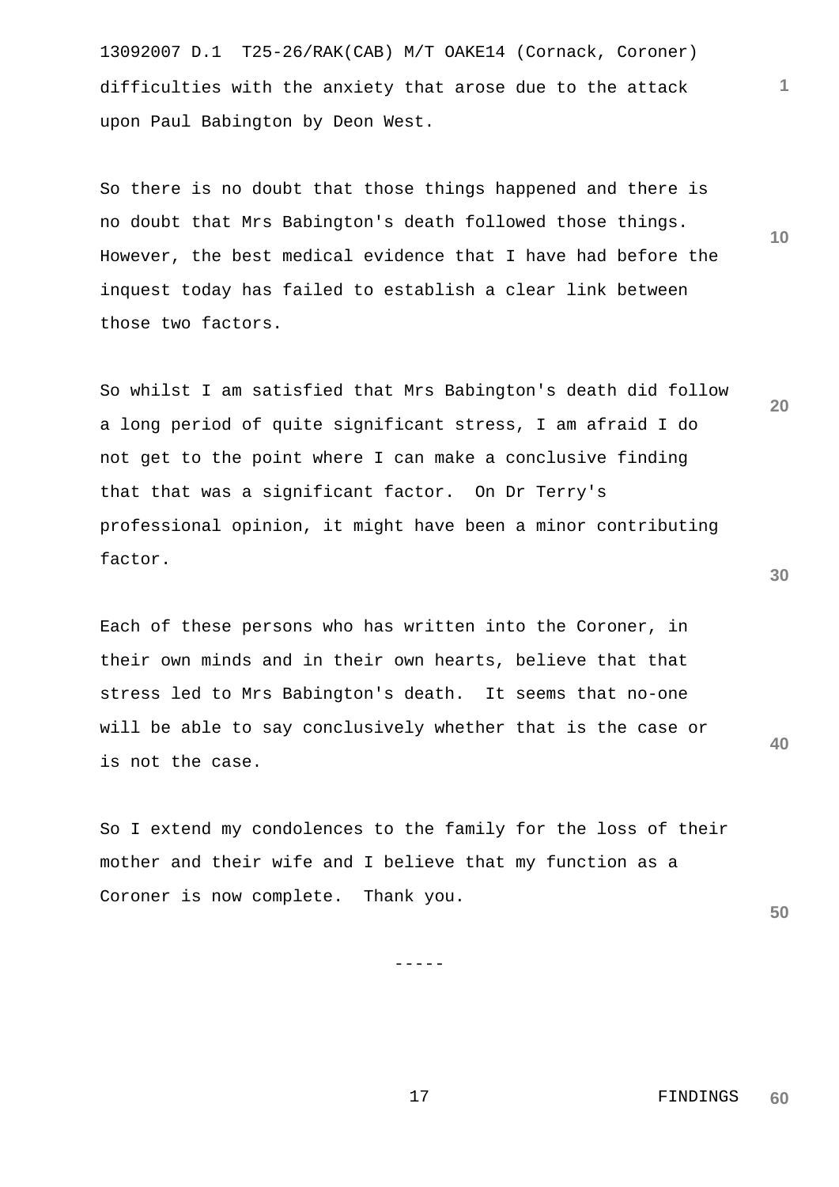difficulties with the anxiety that arose due to the attack upon Paul Babington by Deon West.

So there is no doubt that those things happened and there is no doubt that Mrs Babington's death followed those things. However, the best medical evidence that I have had before the inquest today has failed to establish a clear link between those two factors.

So whilst I am satisfied that Mrs Babington's death did follow a long period of quite significant stress, I am afraid I do not get to the point where I can make a conclusive finding that that was a significant factor. On Dr Terry's professional opinion, it might have been a minor contributing factor.

Each of these persons who has written into the Coroner, in their own minds and in their own hearts, believe that that stress led to Mrs Babington's death. It seems that no-one will be able to say conclusively whether that is the case or is not the case.

So I extend my condolences to the family for the loss of their mother and their wife and I believe that my function as a Coroner is now complete. Thank you.

-----